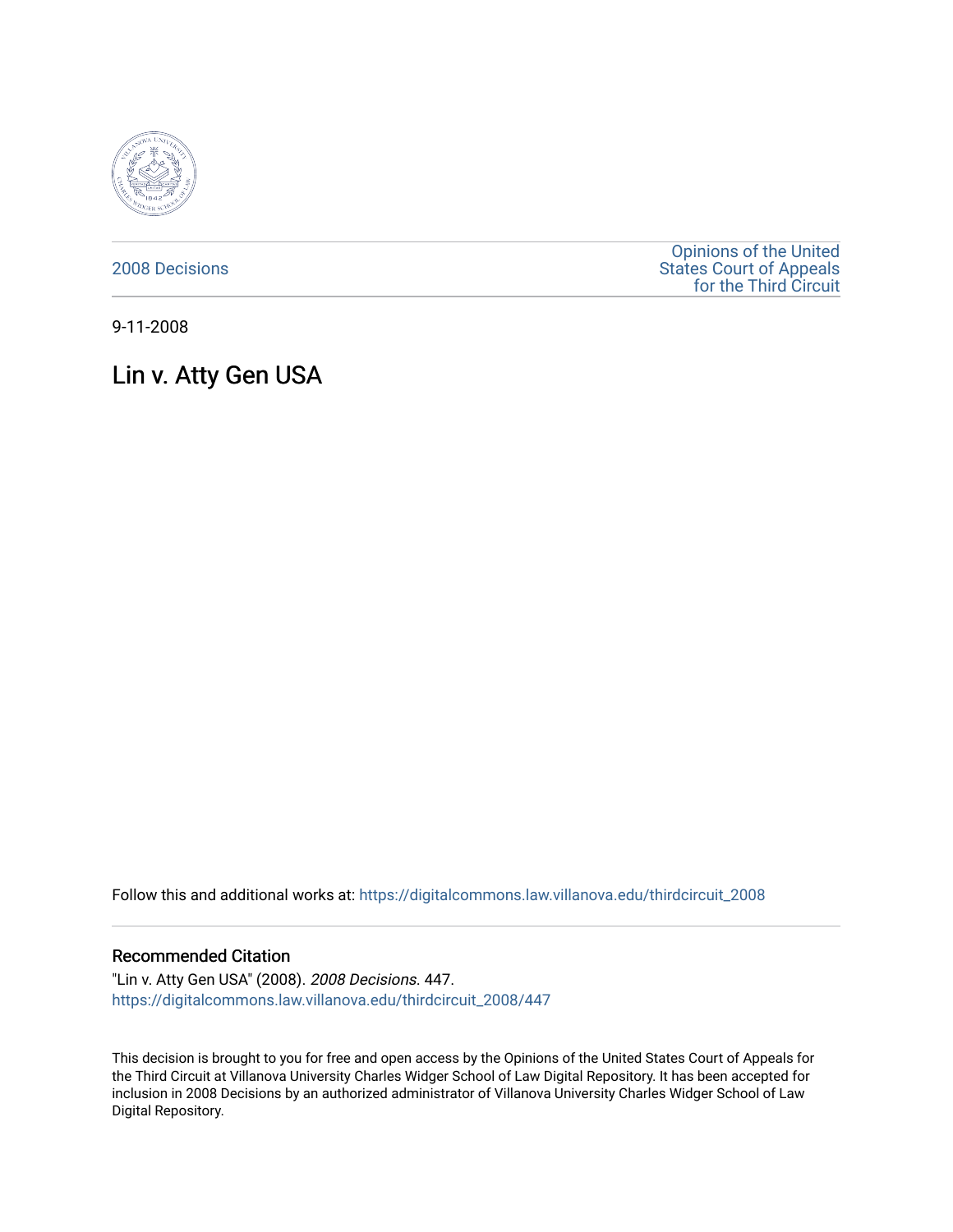2008 Decisions

Opinions of the United States Court of Appeals for the Third Circuit

9-11-2008

# Lin v. Atty Gen USA

Follow this and additional works at: https://digitalcommons.law.villanova.edu/thirdcircuit_2008

## Recommended Citation

"Lin v. Atty Gen USA" (2008). *2008 Decisions*. 447.
https://digitalcommons.law.villanova.edu/thirdcircuit_2008/447

This decision is brought to you for free and open access by the Opinions of the United States Court of Appeals for the Third Circuit at Villanova University Charles Widger School of Law Digital Repository. It has been accepted for inclusion in 2008 Decisions by an authorized administrator of Villanova University Charles Widger School of Law Digital Repository.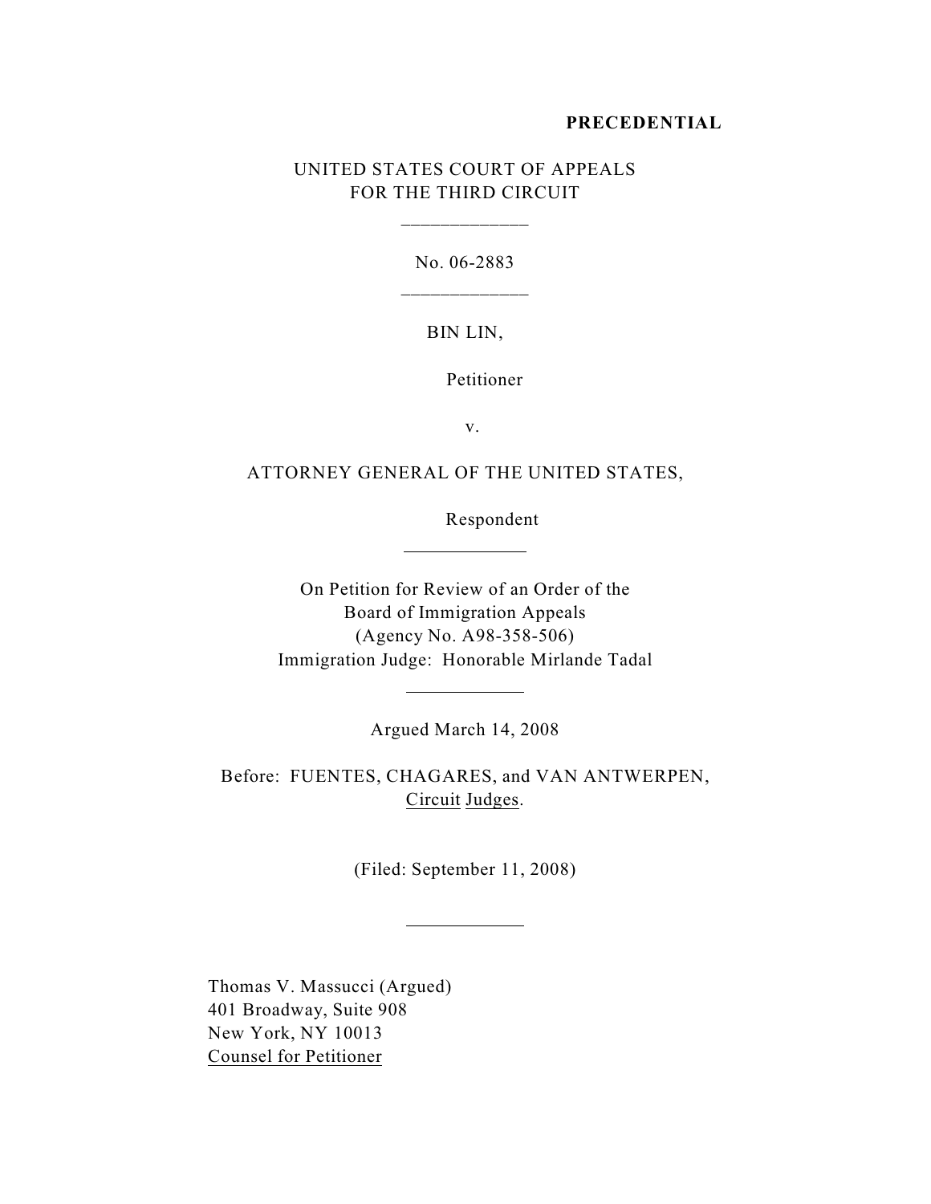**PRECEDENTIAL**

UNITED STATES COURT OF APPEALS
FOR THE THIRD CIRCUIT

---

No. 06-2883

---

BIN LIN,

Petitioner

v.

ATTORNEY GENERAL OF THE UNITED STATES,

Respondent

---

On Petition for Review of an Order of the
Board of Immigration Appeals
(Agency No. A98-358-506)
Immigration Judge: Honorable Mirlande Tadal

---

Argued March 14, 2008

Before: FUENTES, CHAGARES, and VAN ANTWERPEN, Circuit Judges.

(Filed: September 11, 2008)

---

Thomas V. Massucci (Argued)
401 Broadway, Suite 908
New York, NY 10013
Counsel for Petitioner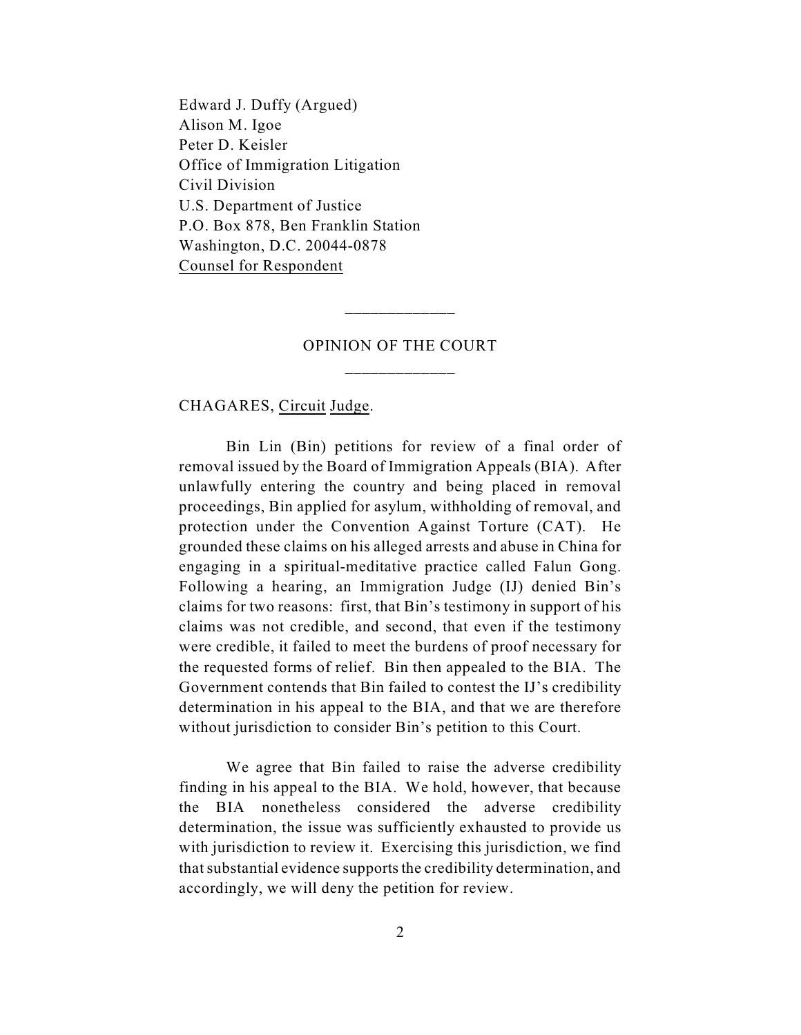Edward J. Duffy (Argued)
Alison M. Igoe
Peter D. Keisler
Office of Immigration Litigation
Civil Division
U.S. Department of Justice
P.O. Box 878, Ben Franklin Station
Washington, D.C. 20044-0878
Counsel for Respondent

---

OPINION OF THE COURT

---

CHAGARES, Circuit Judge.

Bin Lin (Bin) petitions for review of a final order of removal issued by the Board of Immigration Appeals (BIA). After unlawfully entering the country and being placed in removal proceedings, Bin applied for asylum, withholding of removal, and protection under the Convention Against Torture (CAT). He grounded these claims on his alleged arrests and abuse in China for engaging in a spiritual-meditative practice called Falun Gong. Following a hearing, an Immigration Judge (IJ) denied Bin's claims for two reasons: first, that Bin's testimony in support of his claims was not credible, and second, that even if the testimony were credible, it failed to meet the burdens of proof necessary for the requested forms of relief. Bin then appealed to the BIA. The Government contends that Bin failed to contest the IJ's credibility determination in his appeal to the BIA, and that we are therefore without jurisdiction to consider Bin's petition to this Court.

We agree that Bin failed to raise the adverse credibility finding in his appeal to the BIA. We hold, however, that because the BIA nonetheless considered the adverse credibility determination, the issue was sufficiently exhausted to provide us with jurisdiction to review it. Exercising this jurisdiction, we find that substantial evidence supports the credibility determination, and accordingly, we will deny the petition for review.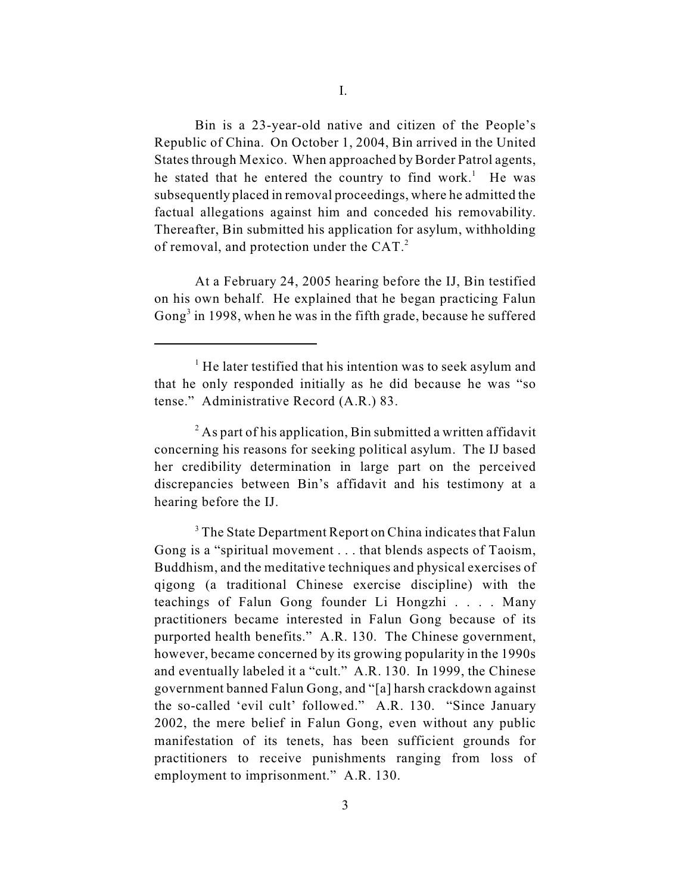# I.

Bin is a 23-year-old native and citizen of the People's Republic of China. On October 1, 2004, Bin arrived in the United States through Mexico. When approached by Border Patrol agents, he stated that he entered the country to find work.[1] He was subsequently placed in removal proceedings, where he admitted the factual allegations against him and conceded his removability. Thereafter, Bin submitted his application for asylum, withholding of removal, and protection under the CAT.[2]

At a February 24, 2005 hearing before the IJ, Bin testified on his own behalf. He explained that he began practicing Falun Gong[3] in 1998, when he was in the fifth grade, because he suffered

---

[1] He later testified that his intention was to seek asylum and that he only responded initially as he did because he was "so tense." Administrative Record (A.R.) 83.

[2] As part of his application, Bin submitted a written affidavit concerning his reasons for seeking political asylum. The IJ based her credibility determination in large part on the perceived discrepancies between Bin's affidavit and his testimony at a hearing before the IJ.

[3] The State Department Report on China indicates that Falun Gong is a "spiritual movement . . . that blends aspects of Taoism, Buddhism, and the meditative techniques and physical exercises of qigong (a traditional Chinese exercise discipline) with the teachings of Falun Gong founder Li Hongzhi . . . . Many practitioners became interested in Falun Gong because of its purported health benefits." A.R. 130. The Chinese government, however, became concerned by its growing popularity in the 1990s and eventually labeled it a "cult." A.R. 130. In 1999, the Chinese government banned Falun Gong, and "[a] harsh crackdown against the so-called 'evil cult' followed." A.R. 130. "Since January 2002, the mere belief in Falun Gong, even without any public manifestation of its tenets, has been sufficient grounds for practitioners to receive punishments ranging from loss of employment to imprisonment." A.R. 130.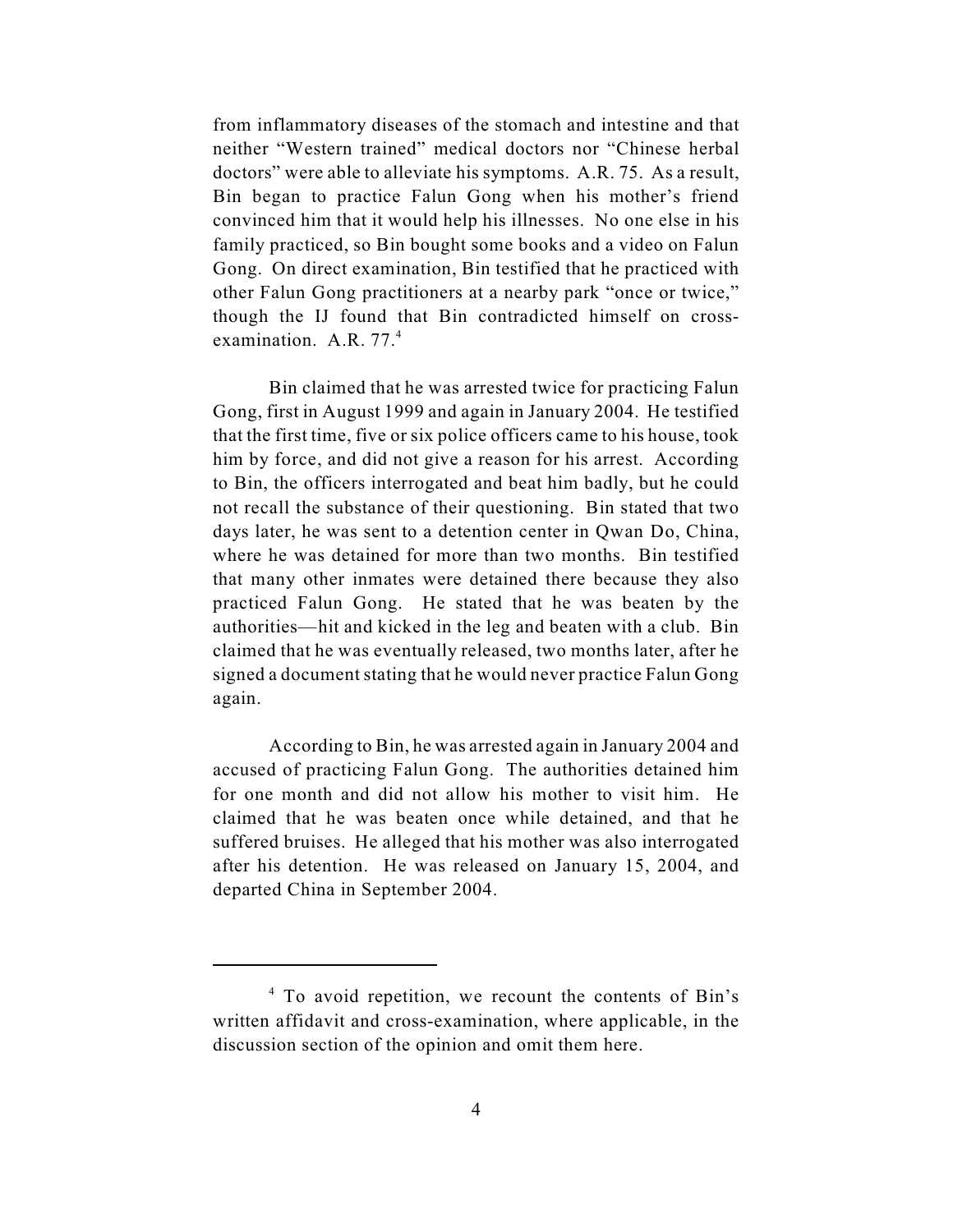from inflammatory diseases of the stomach and intestine and that neither "Western trained" medical doctors nor "Chinese herbal doctors" were able to alleviate his symptoms. A.R. 75. As a result, Bin began to practice Falun Gong when his mother's friend convinced him that it would help his illnesses. No one else in his family practiced, so Bin bought some books and a video on Falun Gong. On direct examination, Bin testified that he practiced with other Falun Gong practitioners at a nearby park "once or twice," though the IJ found that Bin contradicted himself on cross-examination. A.R. 77.[4]

Bin claimed that he was arrested twice for practicing Falun Gong, first in August 1999 and again in January 2004. He testified that the first time, five or six police officers came to his house, took him by force, and did not give a reason for his arrest. According to Bin, the officers interrogated and beat him badly, but he could not recall the substance of their questioning. Bin stated that two days later, he was sent to a detention center in Qwan Do, China, where he was detained for more than two months. Bin testified that many other inmates were detained there because they also practiced Falun Gong. He stated that he was beaten by the authorities—hit and kicked in the leg and beaten with a club. Bin claimed that he was eventually released, two months later, after he signed a document stating that he would never practice Falun Gong again.

According to Bin, he was arrested again in January 2004 and accused of practicing Falun Gong. The authorities detained him for one month and did not allow his mother to visit him. He claimed that he was beaten once while detained, and that he suffered bruises. He alleged that his mother was also interrogated after his detention. He was released on January 15, 2004, and departed China in September 2004.

---

[4] To avoid repetition, we recount the contents of Bin's written affidavit and cross-examination, where applicable, in the discussion section of the opinion and omit them here.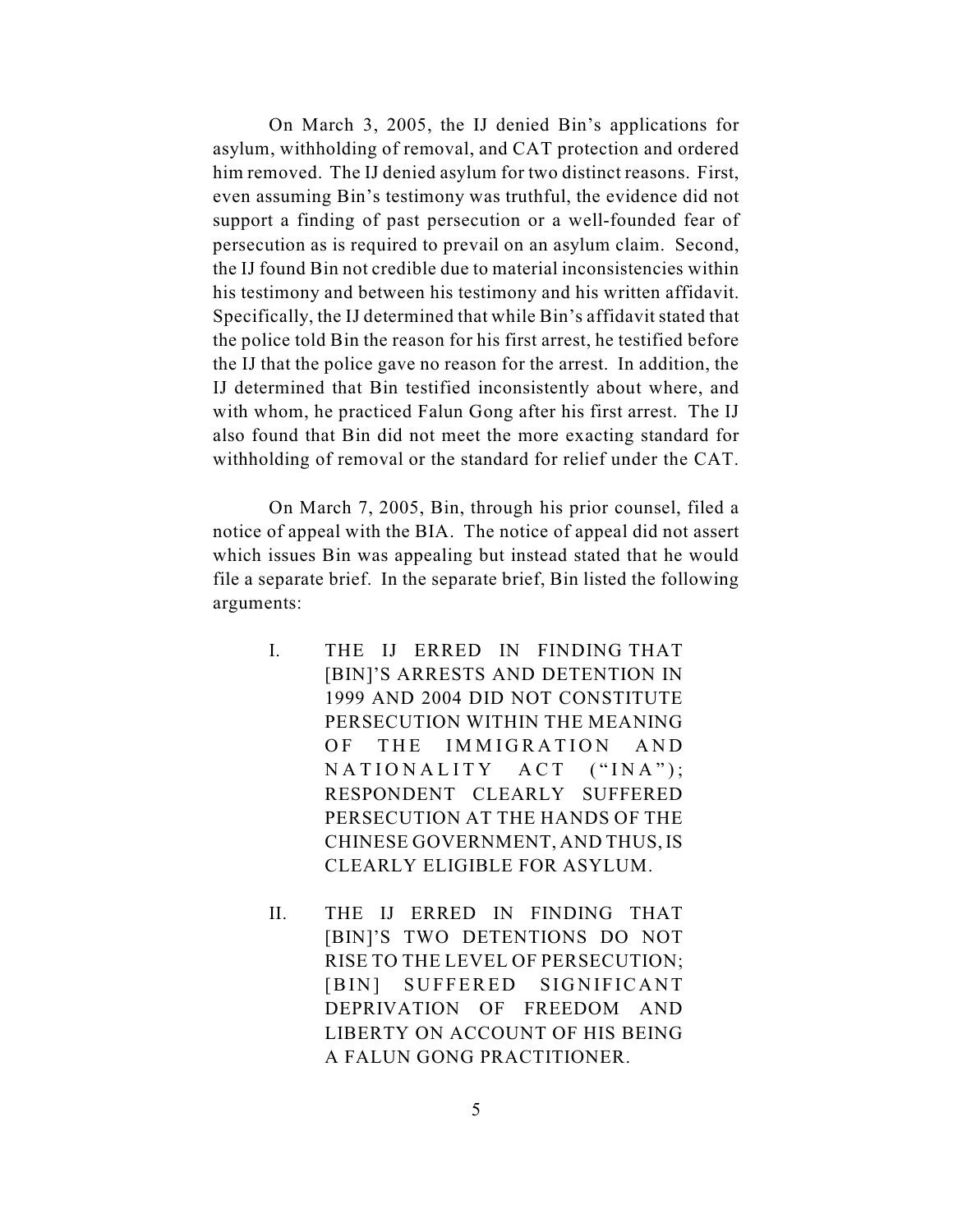On March 3, 2005, the IJ denied Bin's applications for asylum, withholding of removal, and CAT protection and ordered him removed. The IJ denied asylum for two distinct reasons. First, even assuming Bin's testimony was truthful, the evidence did not support a finding of past persecution or a well-founded fear of persecution as is required to prevail on an asylum claim. Second, the IJ found Bin not credible due to material inconsistencies within his testimony and between his testimony and his written affidavit. Specifically, the IJ determined that while Bin's affidavit stated that the police told Bin the reason for his first arrest, he testified before the IJ that the police gave no reason for the arrest. In addition, the IJ determined that Bin testified inconsistently about where, and with whom, he practiced Falun Gong after his first arrest. The IJ also found that Bin did not meet the more exacting standard for withholding of removal or the standard for relief under the CAT.

On March 7, 2005, Bin, through his prior counsel, filed a notice of appeal with the BIA. The notice of appeal did not assert which issues Bin was appealing but instead stated that he would file a separate brief. In the separate brief, Bin listed the following arguments:

> I. THE IJ ERRED IN FINDING THAT [BIN]'S ARRESTS AND DETENTION IN 1999 AND 2004 DID NOT CONSTITUTE PERSECUTION WITHIN THE MEANING OF THE IMMIGRATION AND NATIONALITY ACT ("INA"); RESPONDENT CLEARLY SUFFERED PERSECUTION AT THE HANDS OF THE CHINESE GOVERNMENT, AND THUS, IS CLEARLY ELIGIBLE FOR ASYLUM.
>
> II. THE IJ ERRED IN FINDING THAT [BIN]'S TWO DETENTIONS DO NOT RISE TO THE LEVEL OF PERSECUTION; [BIN] SUFFERED SIGNIFICANT DEPRIVATION OF FREEDOM AND LIBERTY ON ACCOUNT OF HIS BEING A FALUN GONG PRACTITIONER.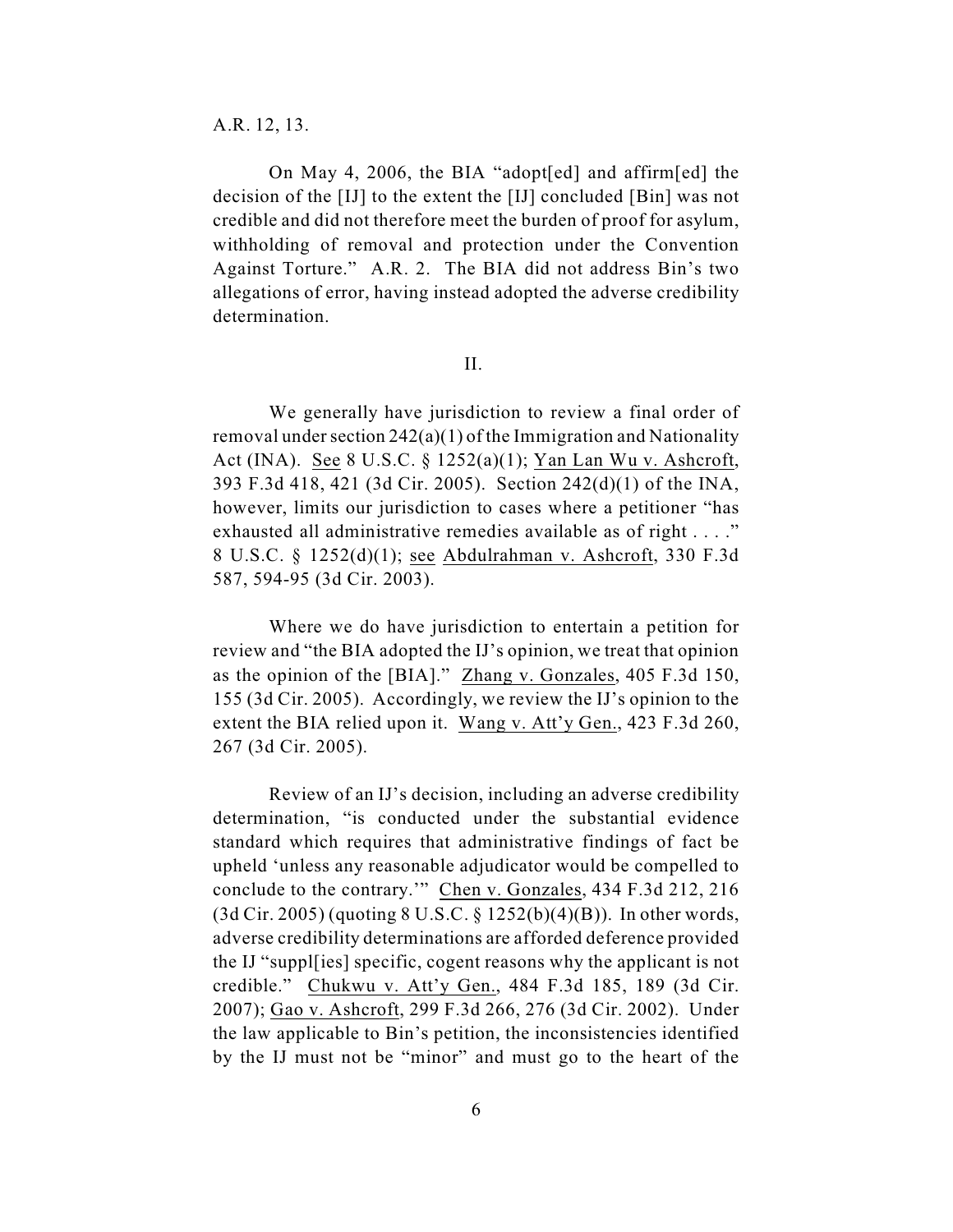A.R. 12, 13.

On May 4, 2006, the BIA "adopt[ed] and affirm[ed] the decision of the [IJ] to the extent the [IJ] concluded [Bin] was not credible and did not therefore meet the burden of proof for asylum, withholding of removal and protection under the Convention Against Torture." A.R. 2. The BIA did not address Bin's two allegations of error, having instead adopted the adverse credibility determination.

II.

We generally have jurisdiction to review a final order of removal under section 242(a)(1) of the Immigration and Nationality Act (INA). See 8 U.S.C. § 1252(a)(1); Yan Lan Wu v. Ashcroft, 393 F.3d 418, 421 (3d Cir. 2005). Section 242(d)(1) of the INA, however, limits our jurisdiction to cases where a petitioner "has exhausted all administrative remedies available as of right . . . ." 8 U.S.C. § 1252(d)(1); see Abdulrahman v. Ashcroft, 330 F.3d 587, 594-95 (3d Cir. 2003).

Where we do have jurisdiction to entertain a petition for review and "the BIA adopted the IJ's opinion, we treat that opinion as the opinion of the [BIA]." Zhang v. Gonzales, 405 F.3d 150, 155 (3d Cir. 2005). Accordingly, we review the IJ's opinion to the extent the BIA relied upon it. Wang v. Att'y Gen., 423 F.3d 260, 267 (3d Cir. 2005).

Review of an IJ's decision, including an adverse credibility determination, "is conducted under the substantial evidence standard which requires that administrative findings of fact be upheld 'unless any reasonable adjudicator would be compelled to conclude to the contrary.'" Chen v. Gonzales, 434 F.3d 212, 216 (3d Cir. 2005) (quoting 8 U.S.C. § 1252(b)(4)(B)). In other words, adverse credibility determinations are afforded deference provided the IJ "suppl[ies] specific, cogent reasons why the applicant is not credible." Chukwu v. Att'y Gen., 484 F.3d 185, 189 (3d Cir. 2007); Gao v. Ashcroft, 299 F.3d 266, 276 (3d Cir. 2002). Under the law applicable to Bin's petition, the inconsistencies identified by the IJ must not be "minor" and must go to the heart of the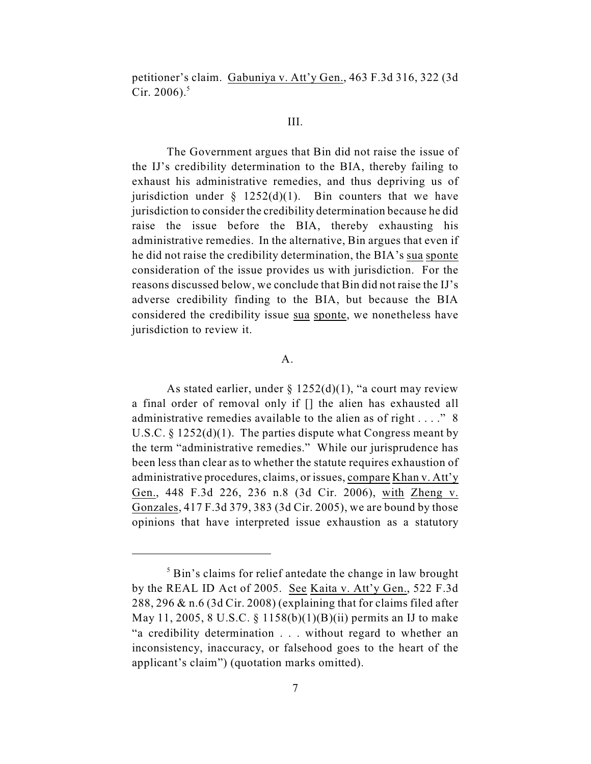petitioner's claim. Gabuniya v. Att'y Gen., 463 F.3d 316, 322 (3d Cir. 2006).[5]

III.

The Government argues that Bin did not raise the issue of the IJ's credibility determination to the BIA, thereby failing to exhaust his administrative remedies, and thus depriving us of jurisdiction under § 1252(d)(1). Bin counters that we have jurisdiction to consider the credibility determination because he did raise the issue before the BIA, thereby exhausting his administrative remedies. In the alternative, Bin argues that even if he did not raise the credibility determination, the BIA's sua sponte consideration of the issue provides us with jurisdiction. For the reasons discussed below, we conclude that Bin did not raise the IJ's adverse credibility finding to the BIA, but because the BIA considered the credibility issue sua sponte, we nonetheless have jurisdiction to review it.

A.

As stated earlier, under § 1252(d)(1), "a court may review a final order of removal only if [] the alien has exhausted all administrative remedies available to the alien as of right . . . ." 8 U.S.C. § 1252(d)(1). The parties dispute what Congress meant by the term "administrative remedies." While our jurisprudence has been less than clear as to whether the statute requires exhaustion of administrative procedures, claims, or issues, compare Khan v. Att'y Gen., 448 F.3d 226, 236 n.8 (3d Cir. 2006), with Zheng v. Gonzales, 417 F.3d 379, 383 (3d Cir. 2005), we are bound by those opinions that have interpreted issue exhaustion as a statutory

---

[5] Bin's claims for relief antedate the change in law brought by the REAL ID Act of 2005. See Kaita v. Att'y Gen., 522 F.3d 288, 296 & n.6 (3d Cir. 2008) (explaining that for claims filed after May 11, 2005, 8 U.S.C. § 1158(b)(1)(B)(ii) permits an IJ to make "a credibility determination . . . without regard to whether an inconsistency, inaccuracy, or falsehood goes to the heart of the applicant's claim") (quotation marks omitted).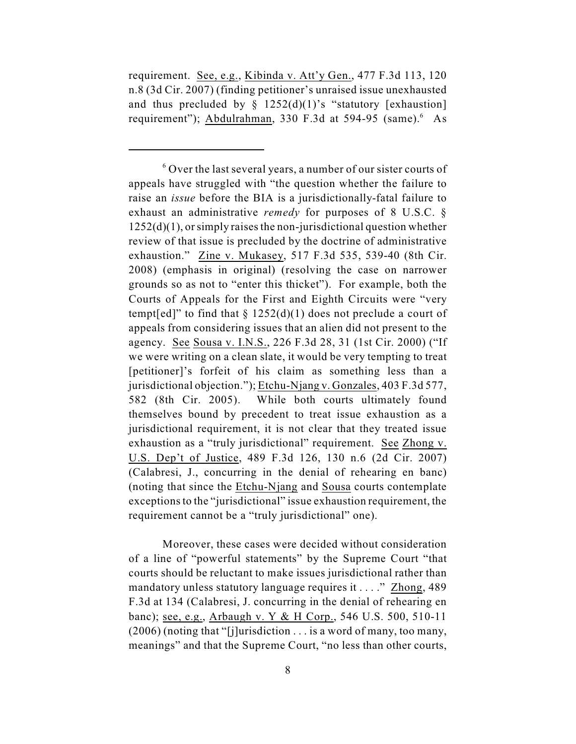requirement. See, e.g., Kibinda v. Att'y Gen., 477 F.3d 113, 120 n.8 (3d Cir. 2007) (finding petitioner's unraised issue unexhausted and thus precluded by § 1252(d)(1)'s "statutory [exhaustion] requirement"); Abdulrahman, 330 F.3d at 594-95 (same).[6] As

---

[6] Over the last several years, a number of our sister courts of appeals have struggled with "the question whether the failure to raise an *issue* before the BIA is a jurisdictionally-fatal failure to exhaust an administrative *remedy* for purposes of 8 U.S.C. § 1252(d)(1), or simply raises the non-jurisdictional question whether review of that issue is precluded by the doctrine of administrative exhaustion." Zine v. Mukasey, 517 F.3d 535, 539-40 (8th Cir. 2008) (emphasis in original) (resolving the case on narrower grounds so as not to "enter this thicket"). For example, both the Courts of Appeals for the First and Eighth Circuits were "very tempt[ed]" to find that § 1252(d)(1) does not preclude a court of appeals from considering issues that an alien did not present to the agency. See Sousa v. I.N.S., 226 F.3d 28, 31 (1st Cir. 2000) ("If we were writing on a clean slate, it would be very tempting to treat [petitioner]'s forfeit of his claim as something less than a jurisdictional objection."); Etchu-Njang v. Gonzales, 403 F.3d 577, 582 (8th Cir. 2005). While both courts ultimately found themselves bound by precedent to treat issue exhaustion as a jurisdictional requirement, it is not clear that they treated issue exhaustion as a "truly jurisdictional" requirement. See Zhong v. U.S. Dep't of Justice, 489 F.3d 126, 130 n.6 (2d Cir. 2007) (Calabresi, J., concurring in the denial of rehearing en banc) (noting that since the Etchu-Njang and Sousa courts contemplate exceptions to the "jurisdictional" issue exhaustion requirement, the requirement cannot be a "truly jurisdictional" one).

Moreover, these cases were decided without consideration of a line of "powerful statements" by the Supreme Court "that courts should be reluctant to make issues jurisdictional rather than mandatory unless statutory language requires it . . . ." Zhong, 489 F.3d at 134 (Calabresi, J. concurring in the denial of rehearing en banc); see, e.g., Arbaugh v. Y & H Corp., 546 U.S. 500, 510-11 (2006) (noting that "[j]urisdiction . . . is a word of many, too many, meanings" and that the Supreme Court, "no less than other courts,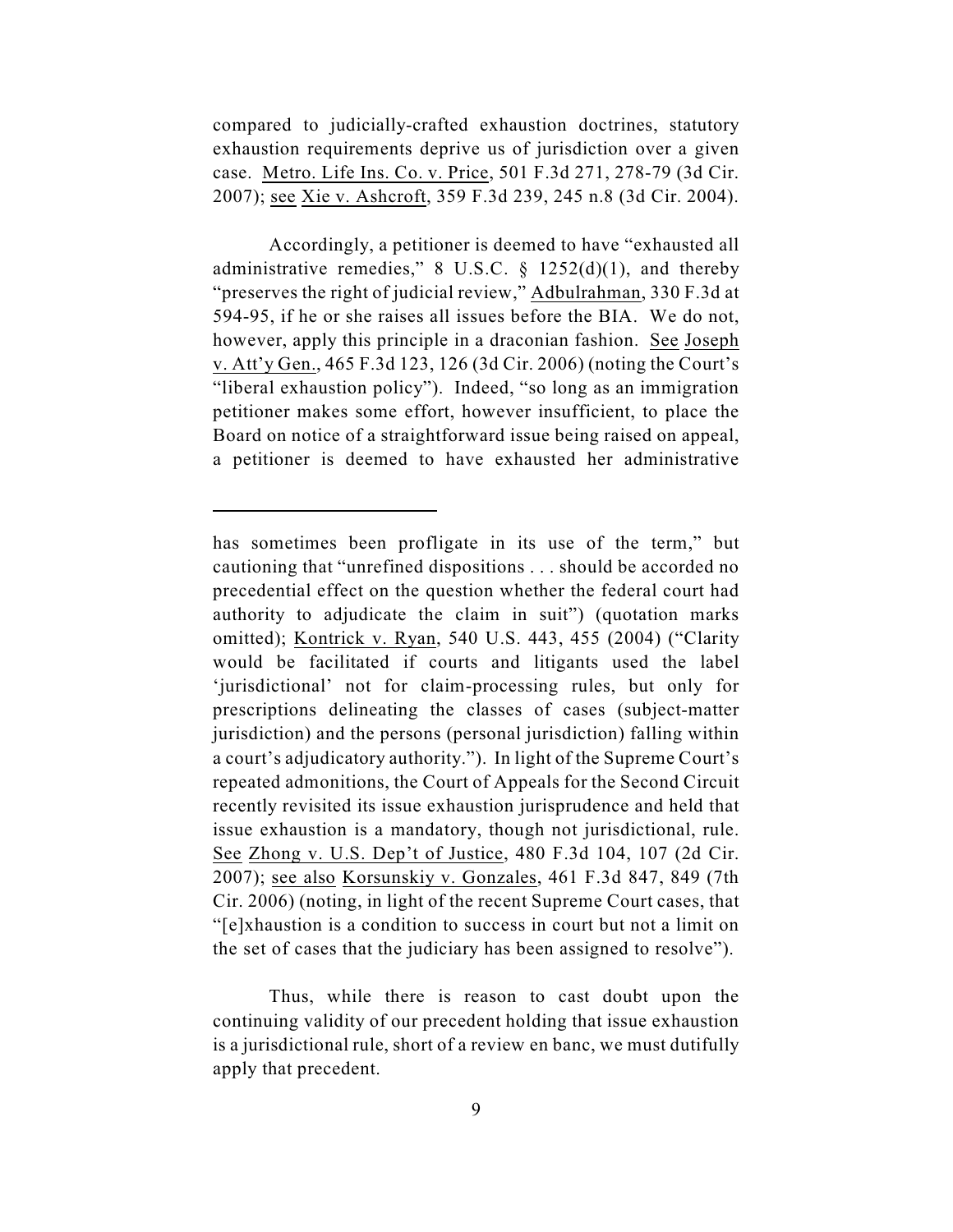compared to judicially-crafted exhaustion doctrines, statutory exhaustion requirements deprive us of jurisdiction over a given case. Metro. Life Ins. Co. v. Price, 501 F.3d 271, 278-79 (3d Cir. 2007); see Xie v. Ashcroft, 359 F.3d 239, 245 n.8 (3d Cir. 2004).

Accordingly, a petitioner is deemed to have "exhausted all administrative remedies," 8 U.S.C. § 1252(d)(1), and thereby "preserves the right of judicial review," Adbulrahman, 330 F.3d at 594-95, if he or she raises all issues before the BIA. We do not, however, apply this principle in a draconian fashion. See Joseph v. Att'y Gen., 465 F.3d 123, 126 (3d Cir. 2006) (noting the Court's "liberal exhaustion policy"). Indeed, "so long as an immigration petitioner makes some effort, however insufficient, to place the Board on notice of a straightforward issue being raised on appeal, a petitioner is deemed to have exhausted her administrative

---

has sometimes been profligate in its use of the term," but cautioning that "unrefined dispositions . . . should be accorded no precedential effect on the question whether the federal court had authority to adjudicate the claim in suit") (quotation marks omitted); Kontrick v. Ryan, 540 U.S. 443, 455 (2004) ("Clarity would be facilitated if courts and litigants used the label 'jurisdictional' not for claim-processing rules, but only for prescriptions delineating the classes of cases (subject-matter jurisdiction) and the persons (personal jurisdiction) falling within a court's adjudicatory authority."). In light of the Supreme Court's repeated admonitions, the Court of Appeals for the Second Circuit recently revisited its issue exhaustion jurisprudence and held that issue exhaustion is a mandatory, though not jurisdictional, rule. See Zhong v. U.S. Dep't of Justice, 480 F.3d 104, 107 (2d Cir. 2007); see also Korsunskiy v. Gonzales, 461 F.3d 847, 849 (7th Cir. 2006) (noting, in light of the recent Supreme Court cases, that "[e]xhaustion is a condition to success in court but not a limit on the set of cases that the judiciary has been assigned to resolve").

Thus, while there is reason to cast doubt upon the continuing validity of our precedent holding that issue exhaustion is a jurisdictional rule, short of a review en banc, we must dutifully apply that precedent.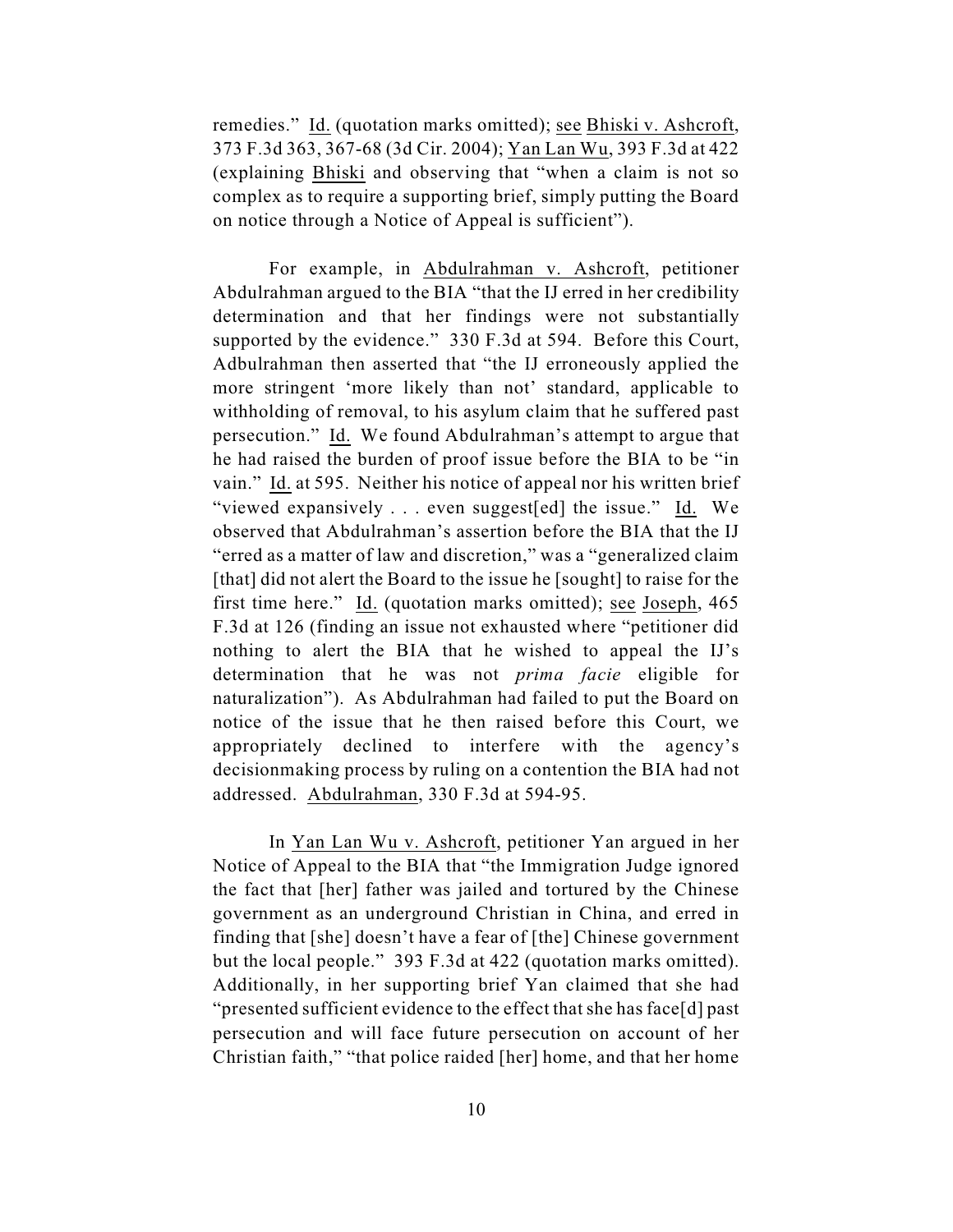remedies." Id. (quotation marks omitted); see Bhiski v. Ashcroft, 373 F.3d 363, 367-68 (3d Cir. 2004); Yan Lan Wu, 393 F.3d at 422 (explaining Bhiski and observing that "when a claim is not so complex as to require a supporting brief, simply putting the Board on notice through a Notice of Appeal is sufficient").

For example, in Abdulrahman v. Ashcroft, petitioner Abdulrahman argued to the BIA "that the IJ erred in her credibility determination and that her findings were not substantially supported by the evidence." 330 F.3d at 594. Before this Court, Adbulrahman then asserted that "the IJ erroneously applied the more stringent 'more likely than not' standard, applicable to withholding of removal, to his asylum claim that he suffered past persecution." Id. We found Abdulrahman's attempt to argue that he had raised the burden of proof issue before the BIA to be "in vain." Id. at 595. Neither his notice of appeal nor his written brief "viewed expansively . . . even suggest[ed] the issue." Id. We observed that Abdulrahman's assertion before the BIA that the IJ "erred as a matter of law and discretion," was a "generalized claim [that] did not alert the Board to the issue he [sought] to raise for the first time here." Id. (quotation marks omitted); see Joseph, 465 F.3d at 126 (finding an issue not exhausted where "petitioner did nothing to alert the BIA that he wished to appeal the IJ's determination that he was not *prima facie* eligible for naturalization"). As Abdulrahman had failed to put the Board on notice of the issue that he then raised before this Court, we appropriately declined to interfere with the agency's decisionmaking process by ruling on a contention the BIA had not addressed. Abdulrahman, 330 F.3d at 594-95.

In Yan Lan Wu v. Ashcroft, petitioner Yan argued in her Notice of Appeal to the BIA that "the Immigration Judge ignored the fact that [her] father was jailed and tortured by the Chinese government as an underground Christian in China, and erred in finding that [she] doesn't have a fear of [the] Chinese government but the local people." 393 F.3d at 422 (quotation marks omitted). Additionally, in her supporting brief Yan claimed that she had "presented sufficient evidence to the effect that she has face[d] past persecution and will face future persecution on account of her Christian faith," "that police raided [her] home, and that her home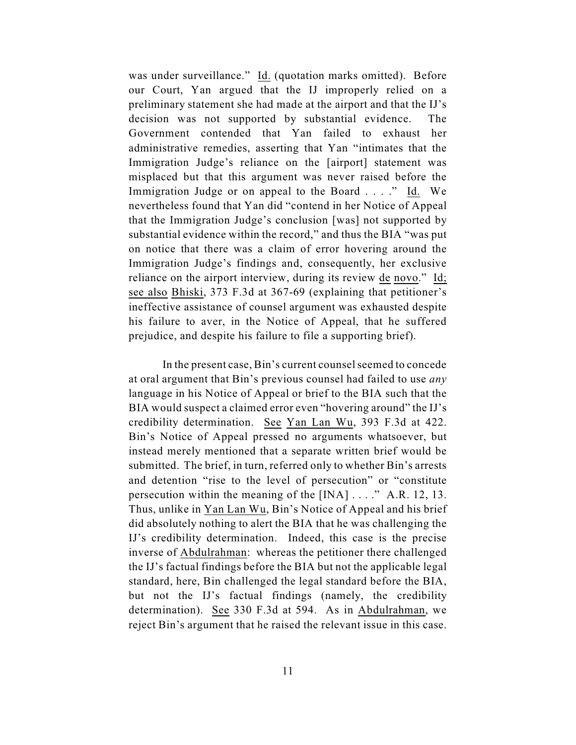was under surveillance." Id. (quotation marks omitted). Before our Court, Yan argued that the IJ improperly relied on a preliminary statement she had made at the airport and that the IJ's decision was not supported by substantial evidence. The Government contended that Yan failed to exhaust her administrative remedies, asserting that Yan "intimates that the Immigration Judge's reliance on the [airport] statement was misplaced but that this argument was never raised before the Immigration Judge or on appeal to the Board . . . ." Id. We nevertheless found that Yan did "contend in her Notice of Appeal that the Immigration Judge's conclusion [was] not supported by substantial evidence within the record," and thus the BIA "was put on notice that there was a claim of error hovering around the Immigration Judge's findings and, consequently, her exclusive reliance on the airport interview, during its review de novo." Id; see also Bhiski, 373 F.3d at 367-69 (explaining that petitioner's ineffective assistance of counsel argument was exhausted despite his failure to aver, in the Notice of Appeal, that he suffered prejudice, and despite his failure to file a supporting brief).

In the present case, Bin's current counsel seemed to concede at oral argument that Bin's previous counsel had failed to use *any* language in his Notice of Appeal or brief to the BIA such that the BIA would suspect a claimed error even "hovering around" the IJ's credibility determination. See Yan Lan Wu, 393 F.3d at 422. Bin's Notice of Appeal pressed no arguments whatsoever, but instead merely mentioned that a separate written brief would be submitted. The brief, in turn, referred only to whether Bin's arrests and detention "rise to the level of persecution" or "constitute persecution within the meaning of the [INA] . . . ." A.R. 12, 13. Thus, unlike in Yan Lan Wu, Bin's Notice of Appeal and his brief did absolutely nothing to alert the BIA that he was challenging the IJ's credibility determination. Indeed, this case is the precise inverse of Abdulrahman: whereas the petitioner there challenged the IJ's factual findings before the BIA but not the applicable legal standard, here, Bin challenged the legal standard before the BIA, but not the IJ's factual findings (namely, the credibility determination). See 330 F.3d at 594. As in Abdulrahman, we reject Bin's argument that he raised the relevant issue in this case.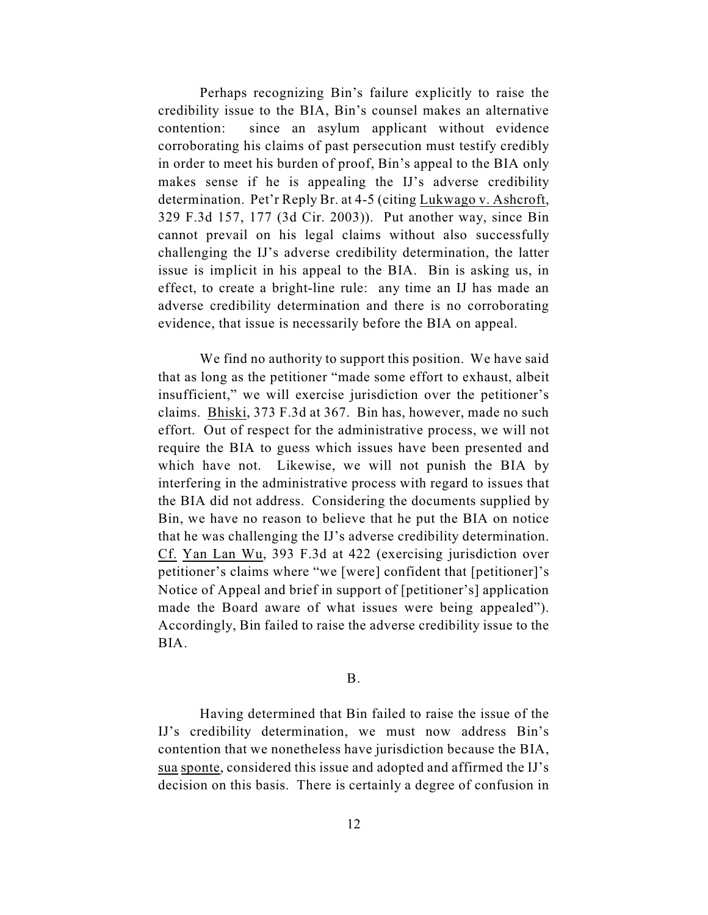Perhaps recognizing Bin's failure explicitly to raise the credibility issue to the BIA, Bin's counsel makes an alternative contention: since an asylum applicant without evidence corroborating his claims of past persecution must testify credibly in order to meet his burden of proof, Bin's appeal to the BIA only makes sense if he is appealing the IJ's adverse credibility determination. Pet'r Reply Br. at 4-5 (citing Lukwago v. Ashcroft, 329 F.3d 157, 177 (3d Cir. 2003)). Put another way, since Bin cannot prevail on his legal claims without also successfully challenging the IJ's adverse credibility determination, the latter issue is implicit in his appeal to the BIA. Bin is asking us, in effect, to create a bright-line rule: any time an IJ has made an adverse credibility determination and there is no corroborating evidence, that issue is necessarily before the BIA on appeal.

We find no authority to support this position. We have said that as long as the petitioner "made some effort to exhaust, albeit insufficient," we will exercise jurisdiction over the petitioner's claims. Bhiski, 373 F.3d at 367. Bin has, however, made no such effort. Out of respect for the administrative process, we will not require the BIA to guess which issues have been presented and which have not. Likewise, we will not punish the BIA by interfering in the administrative process with regard to issues that the BIA did not address. Considering the documents supplied by Bin, we have no reason to believe that he put the BIA on notice that he was challenging the IJ's adverse credibility determination. Cf. Yan Lan Wu, 393 F.3d at 422 (exercising jurisdiction over petitioner's claims where "we [were] confident that [petitioner]'s Notice of Appeal and brief in support of [petitioner's] application made the Board aware of what issues were being appealed"). Accordingly, Bin failed to raise the adverse credibility issue to the BIA.

B.

Having determined that Bin failed to raise the issue of the IJ's credibility determination, we must now address Bin's contention that we nonetheless have jurisdiction because the BIA, *sua sponte*, considered this issue and adopted and affirmed the IJ's decision on this basis. There is certainly a degree of confusion in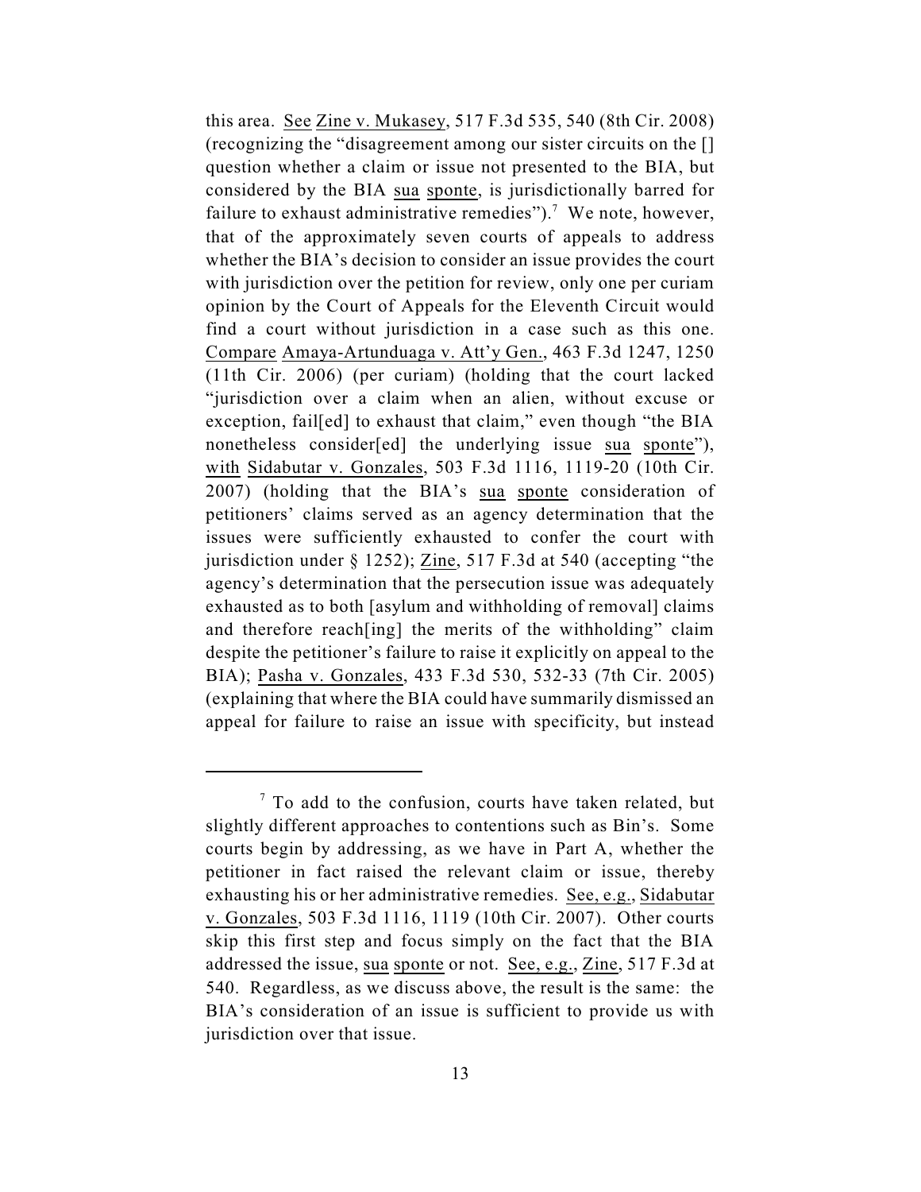this area. See Zine v. Mukasey, 517 F.3d 535, 540 (8th Cir. 2008) (recognizing the "disagreement among our sister circuits on the [] question whether a claim or issue not presented to the BIA, but considered by the BIA sua sponte, is jurisdictionally barred for failure to exhaust administrative remedies").[7] We note, however, that of the approximately seven courts of appeals to address whether the BIA's decision to consider an issue provides the court with jurisdiction over the petition for review, only one per curiam opinion by the Court of Appeals for the Eleventh Circuit would find a court without jurisdiction in a case such as this one. Compare Amaya-Artunduaga v. Att'y Gen., 463 F.3d 1247, 1250 (11th Cir. 2006) (per curiam) (holding that the court lacked "jurisdiction over a claim when an alien, without excuse or exception, fail[ed] to exhaust that claim," even though "the BIA nonetheless consider[ed] the underlying issue sua sponte"), with Sidabutar v. Gonzales, 503 F.3d 1116, 1119-20 (10th Cir. 2007) (holding that the BIA's sua sponte consideration of petitioners' claims served as an agency determination that the issues were sufficiently exhausted to confer the court with jurisdiction under § 1252); Zine, 517 F.3d at 540 (accepting "the agency's determination that the persecution issue was adequately exhausted as to both [asylum and withholding of removal] claims and therefore reach[ing] the merits of the withholding" claim despite the petitioner's failure to raise it explicitly on appeal to the BIA); Pasha v. Gonzales, 433 F.3d 530, 532-33 (7th Cir. 2005) (explaining that where the BIA could have summarily dismissed an appeal for failure to raise an issue with specificity, but instead

---

[7] To add to the confusion, courts have taken related, but slightly different approaches to contentions such as Bin's. Some courts begin by addressing, as we have in Part A, whether the petitioner in fact raised the relevant claim or issue, thereby exhausting his or her administrative remedies. See, e.g., Sidabutar v. Gonzales, 503 F.3d 1116, 1119 (10th Cir. 2007). Other courts skip this first step and focus simply on the fact that the BIA addressed the issue, sua sponte or not. See, e.g., Zine, 517 F.3d at 540. Regardless, as we discuss above, the result is the same: the BIA's consideration of an issue is sufficient to provide us with jurisdiction over that issue.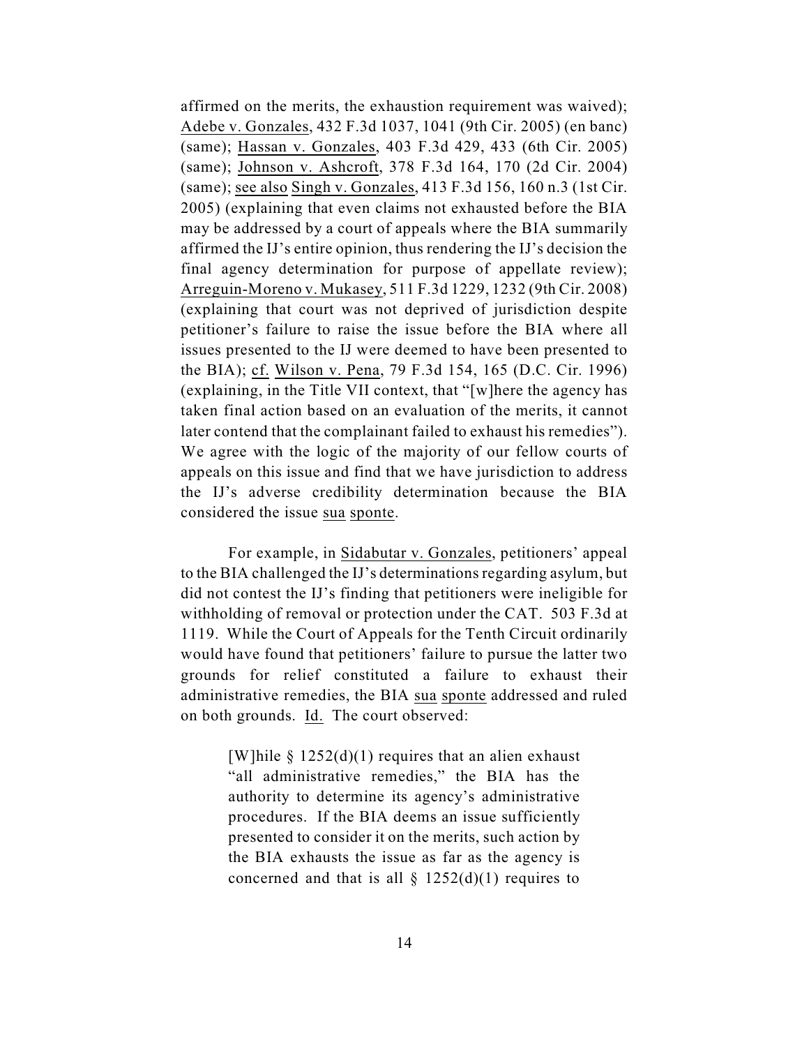affirmed on the merits, the exhaustion requirement was waived); Adebe v. Gonzales, 432 F.3d 1037, 1041 (9th Cir. 2005) (en banc) (same); Hassan v. Gonzales, 403 F.3d 429, 433 (6th Cir. 2005) (same); Johnson v. Ashcroft, 378 F.3d 164, 170 (2d Cir. 2004) (same); see also Singh v. Gonzales, 413 F.3d 156, 160 n.3 (1st Cir. 2005) (explaining that even claims not exhausted before the BIA may be addressed by a court of appeals where the BIA summarily affirmed the IJ's entire opinion, thus rendering the IJ's decision the final agency determination for purpose of appellate review); Arreguin-Moreno v. Mukasey, 511 F.3d 1229, 1232 (9th Cir. 2008) (explaining that court was not deprived of jurisdiction despite petitioner's failure to raise the issue before the BIA where all issues presented to the IJ were deemed to have been presented to the BIA); cf. Wilson v. Pena, 79 F.3d 154, 165 (D.C. Cir. 1996) (explaining, in the Title VII context, that "[w]here the agency has taken final action based on an evaluation of the merits, it cannot later contend that the complainant failed to exhaust his remedies"). We agree with the logic of the majority of our fellow courts of appeals on this issue and find that we have jurisdiction to address the IJ's adverse credibility determination because the BIA considered the issue sua sponte.

For example, in Sidabutar v. Gonzales, petitioners' appeal to the BIA challenged the IJ's determinations regarding asylum, but did not contest the IJ's finding that petitioners were ineligible for withholding of removal or protection under the CAT. 503 F.3d at 1119. While the Court of Appeals for the Tenth Circuit ordinarily would have found that petitioners' failure to pursue the latter two grounds for relief constituted a failure to exhaust their administrative remedies, the BIA sua sponte addressed and ruled on both grounds. Id. The court observed:

> [W]hile § 1252(d)(1) requires that an alien exhaust "all administrative remedies," the BIA has the authority to determine its agency's administrative procedures. If the BIA deems an issue sufficiently presented to consider it on the merits, such action by the BIA exhausts the issue as far as the agency is concerned and that is all § 1252(d)(1) requires to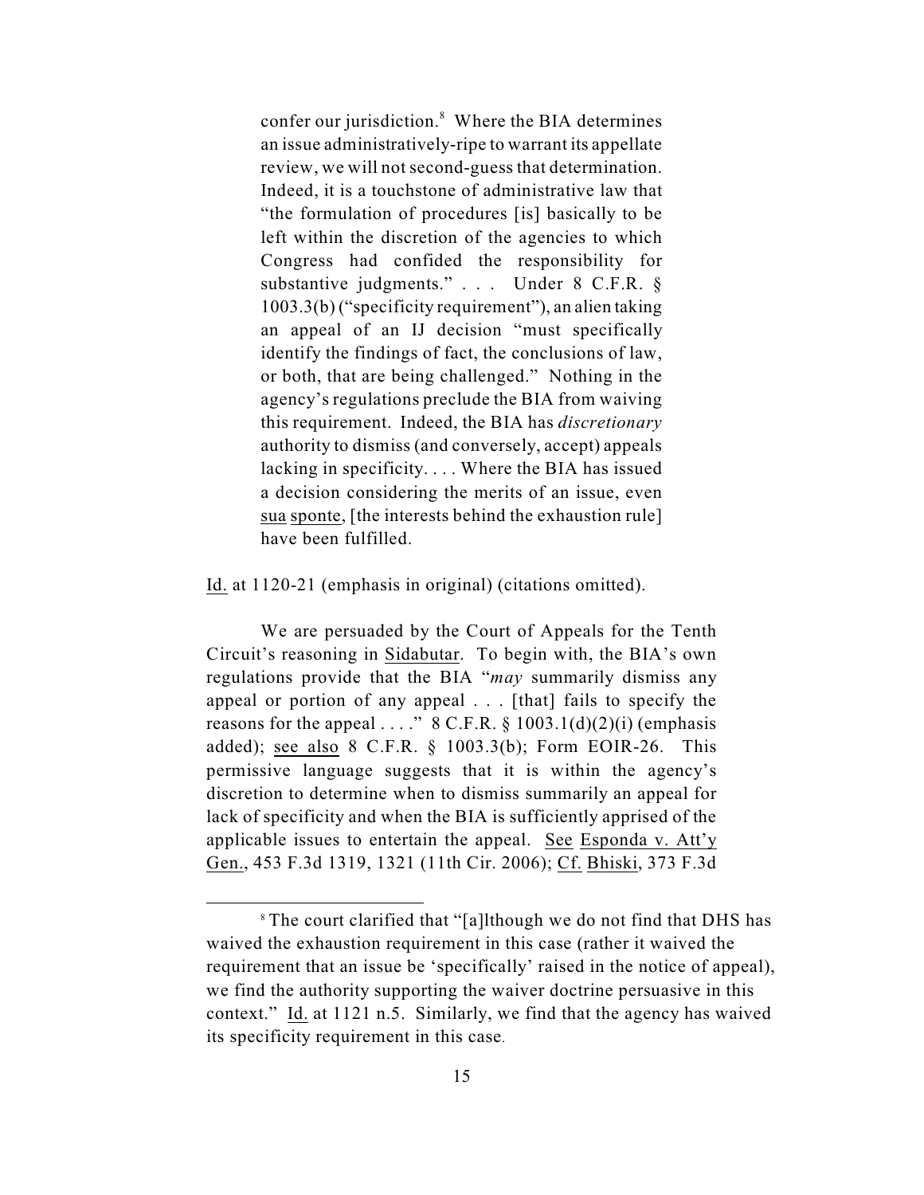> confer our jurisdiction.[8] Where the BIA determines an issue administratively-ripe to warrant its appellate review, we will not second-guess that determination. Indeed, it is a touchstone of administrative law that "the formulation of procedures [is] basically to be left within the discretion of the agencies to which Congress had confided the responsibility for substantive judgments." . . . Under 8 C.F.R. § 1003.3(b) ("specificity requirement"), an alien taking an appeal of an IJ decision "must specifically identify the findings of fact, the conclusions of law, or both, that are being challenged." Nothing in the agency's regulations preclude the BIA from waiving this requirement. Indeed, the BIA has *discretionary* authority to dismiss (and conversely, accept) appeals lacking in specificity. . . . Where the BIA has issued a decision considering the merits of an issue, even sua sponte, [the interests behind the exhaustion rule] have been fulfilled.

Id. at 1120-21 (emphasis in original) (citations omitted).

We are persuaded by the Court of Appeals for the Tenth Circuit's reasoning in Sidabutar. To begin with, the BIA's own regulations provide that the BIA "*may* summarily dismiss any appeal or portion of any appeal . . . [that] fails to specify the reasons for the appeal . . . ." 8 C.F.R. § 1003.1(d)(2)(i) (emphasis added); see also 8 C.F.R. § 1003.3(b); Form EOIR-26. This permissive language suggests that it is within the agency's discretion to determine when to dismiss summarily an appeal for lack of specificity and when the BIA is sufficiently apprised of the applicable issues to entertain the appeal. See Esponda v. Att'y Gen., 453 F.3d 1319, 1321 (11th Cir. 2006); Cf. Bhiski, 373 F.3d

[8] The court clarified that "[a]lthough we do not find that DHS has waived the exhaustion requirement in this case (rather it waived the requirement that an issue be 'specifically' raised in the notice of appeal), we find the authority supporting the waiver doctrine persuasive in this context." Id. at 1121 n.5. Similarly, we find that the agency has waived its specificity requirement in this case.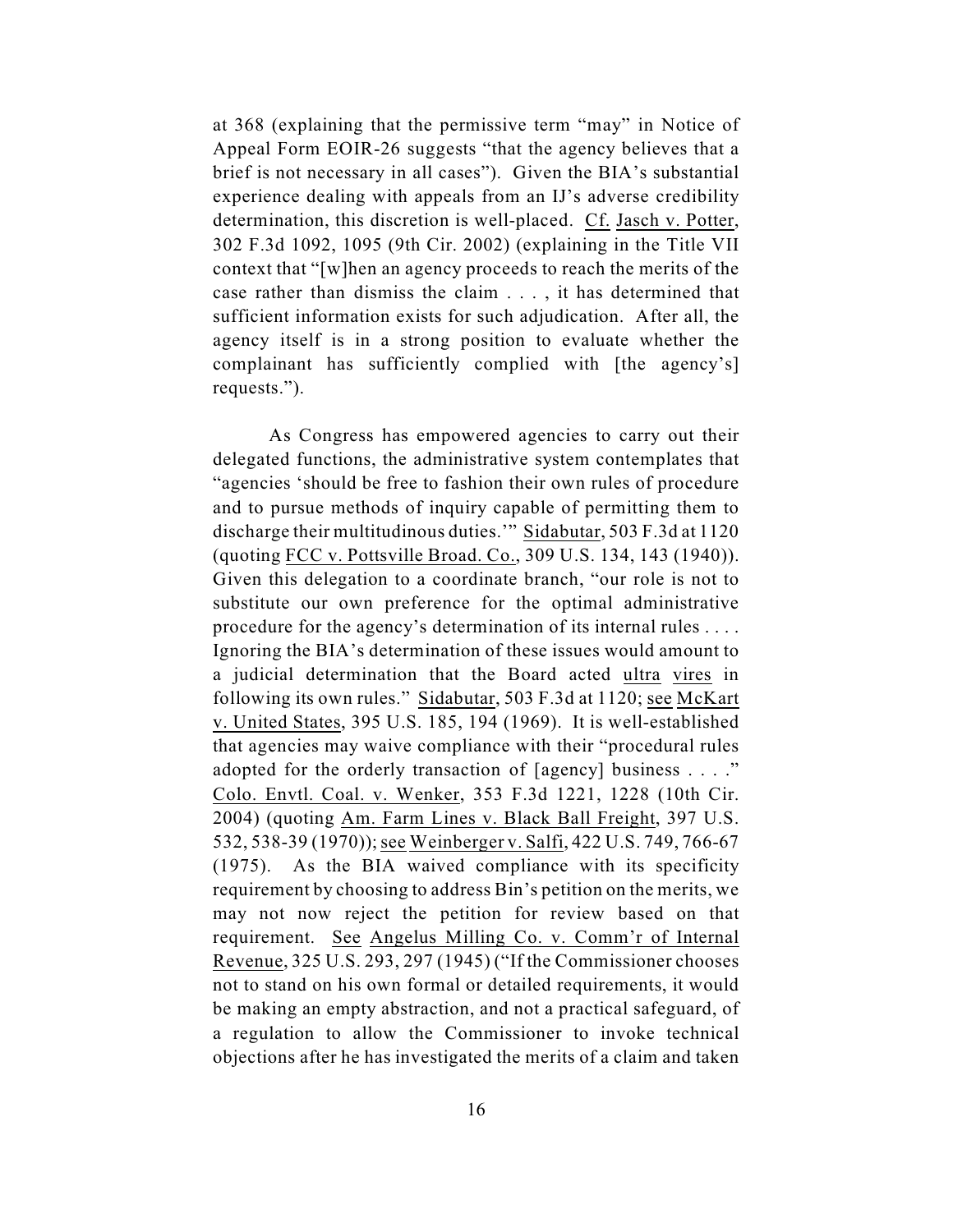at 368 (explaining that the permissive term "may" in Notice of Appeal Form EOIR-26 suggests "that the agency believes that a brief is not necessary in all cases"). Given the BIA's substantial experience dealing with appeals from an IJ's adverse credibility determination, this discretion is well-placed. Cf. Jasch v. Potter, 302 F.3d 1092, 1095 (9th Cir. 2002) (explaining in the Title VII context that "[w]hen an agency proceeds to reach the merits of the case rather than dismiss the claim . . . , it has determined that sufficient information exists for such adjudication. After all, the agency itself is in a strong position to evaluate whether the complainant has sufficiently complied with [the agency's] requests.").

As Congress has empowered agencies to carry out their delegated functions, the administrative system contemplates that "agencies 'should be free to fashion their own rules of procedure and to pursue methods of inquiry capable of permitting them to discharge their multitudinous duties.'" Sidabutar, 503 F.3d at 1120 (quoting FCC v. Pottsville Broad. Co., 309 U.S. 134, 143 (1940)). Given this delegation to a coordinate branch, "our role is not to substitute our own preference for the optimal administrative procedure for the agency's determination of its internal rules . . . . Ignoring the BIA's determination of these issues would amount to a judicial determination that the Board acted ultra vires in following its own rules." Sidabutar, 503 F.3d at 1120; see McKart v. United States, 395 U.S. 185, 194 (1969). It is well-established that agencies may waive compliance with their "procedural rules adopted for the orderly transaction of [agency] business . . . ." Colo. Envtl. Coal. v. Wenker, 353 F.3d 1221, 1228 (10th Cir. 2004) (quoting Am. Farm Lines v. Black Ball Freight, 397 U.S. 532, 538-39 (1970)); see Weinberger v. Salfi, 422 U.S. 749, 766-67 (1975). As the BIA waived compliance with its specificity requirement by choosing to address Bin's petition on the merits, we may not now reject the petition for review based on that requirement. See Angelus Milling Co. v. Comm'r of Internal Revenue, 325 U.S. 293, 297 (1945) ("If the Commissioner chooses not to stand on his own formal or detailed requirements, it would be making an empty abstraction, and not a practical safeguard, of a regulation to allow the Commissioner to invoke technical objections after he has investigated the merits of a claim and taken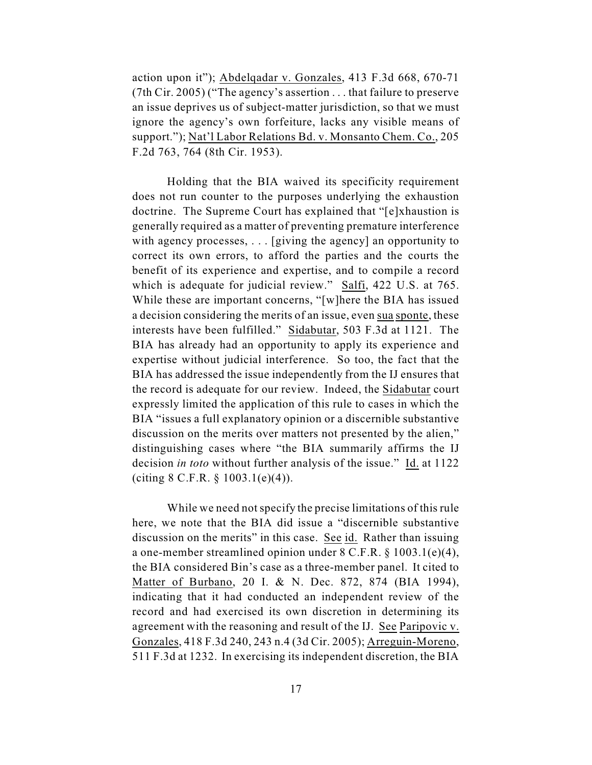action upon it"); Abdelqadar v. Gonzales, 413 F.3d 668, 670-71 (7th Cir. 2005) ("The agency's assertion . . . that failure to preserve an issue deprives us of subject-matter jurisdiction, so that we must ignore the agency's own forfeiture, lacks any visible means of support."); Nat'l Labor Relations Bd. v. Monsanto Chem. Co., 205 F.2d 763, 764 (8th Cir. 1953).

Holding that the BIA waived its specificity requirement does not run counter to the purposes underlying the exhaustion doctrine. The Supreme Court has explained that "[e]xhaustion is generally required as a matter of preventing premature interference with agency processes, . . . [giving the agency] an opportunity to correct its own errors, to afford the parties and the courts the benefit of its experience and expertise, and to compile a record which is adequate for judicial review." Salfi, 422 U.S. at 765. While these are important concerns, "[w]here the BIA has issued a decision considering the merits of an issue, even sua sponte, these interests have been fulfilled." Sidabutar, 503 F.3d at 1121. The BIA has already had an opportunity to apply its experience and expertise without judicial interference. So too, the fact that the BIA has addressed the issue independently from the IJ ensures that the record is adequate for our review. Indeed, the Sidabutar court expressly limited the application of this rule to cases in which the BIA "issues a full explanatory opinion or a discernible substantive discussion on the merits over matters not presented by the alien," distinguishing cases where "the BIA summarily affirms the IJ decision *in toto* without further analysis of the issue." Id. at 1122 (citing 8 C.F.R. § 1003.1(e)(4)).

While we need not specify the precise limitations of this rule here, we note that the BIA did issue a "discernible substantive discussion on the merits" in this case. See id. Rather than issuing a one-member streamlined opinion under 8 C.F.R. § 1003.1(e)(4), the BIA considered Bin's case as a three-member panel. It cited to Matter of Burbano, 20 I. & N. Dec. 872, 874 (BIA 1994), indicating that it had conducted an independent review of the record and had exercised its own discretion in determining its agreement with the reasoning and result of the IJ. See Paripovic v. Gonzales, 418 F.3d 240, 243 n.4 (3d Cir. 2005); Arreguin-Moreno, 511 F.3d at 1232. In exercising its independent discretion, the BIA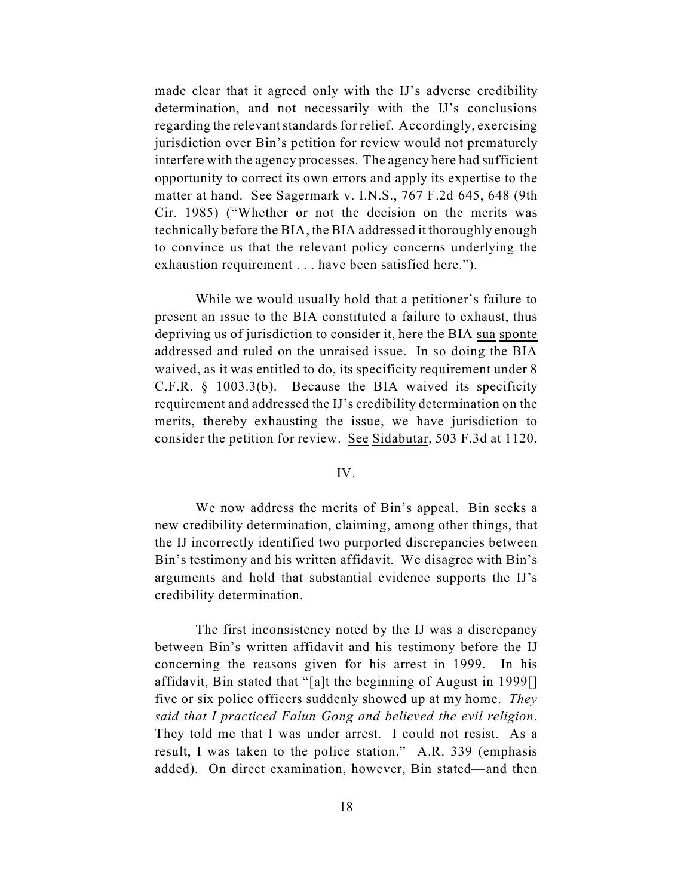made clear that it agreed only with the IJ's adverse credibility determination, and not necessarily with the IJ's conclusions regarding the relevant standards for relief. Accordingly, exercising jurisdiction over Bin's petition for review would not prematurely interfere with the agency processes. The agency here had sufficient opportunity to correct its own errors and apply its expertise to the matter at hand. See Sagermark v. I.N.S., 767 F.2d 645, 648 (9th Cir. 1985) ("Whether or not the decision on the merits was technically before the BIA, the BIA addressed it thoroughly enough to convince us that the relevant policy concerns underlying the exhaustion requirement . . . have been satisfied here.").

While we would usually hold that a petitioner's failure to present an issue to the BIA constituted a failure to exhaust, thus depriving us of jurisdiction to consider it, here the BIA sua sponte addressed and ruled on the unraised issue. In so doing the BIA waived, as it was entitled to do, its specificity requirement under 8 C.F.R. § 1003.3(b). Because the BIA waived its specificity requirement and addressed the IJ's credibility determination on the merits, thereby exhausting the issue, we have jurisdiction to consider the petition for review. See Sidabutar, 503 F.3d at 1120.

## IV.

We now address the merits of Bin's appeal. Bin seeks a new credibility determination, claiming, among other things, that the IJ incorrectly identified two purported discrepancies between Bin's testimony and his written affidavit. We disagree with Bin's arguments and hold that substantial evidence supports the IJ's credibility determination.

The first inconsistency noted by the IJ was a discrepancy between Bin's written affidavit and his testimony before the IJ concerning the reasons given for his arrest in 1999. In his affidavit, Bin stated that "[a]t the beginning of August in 1999[] five or six police officers suddenly showed up at my home. *They said that I practiced Falun Gong and believed the evil religion*. They told me that I was under arrest. I could not resist. As a result, I was taken to the police station." A.R. 339 (emphasis added). On direct examination, however, Bin stated—and then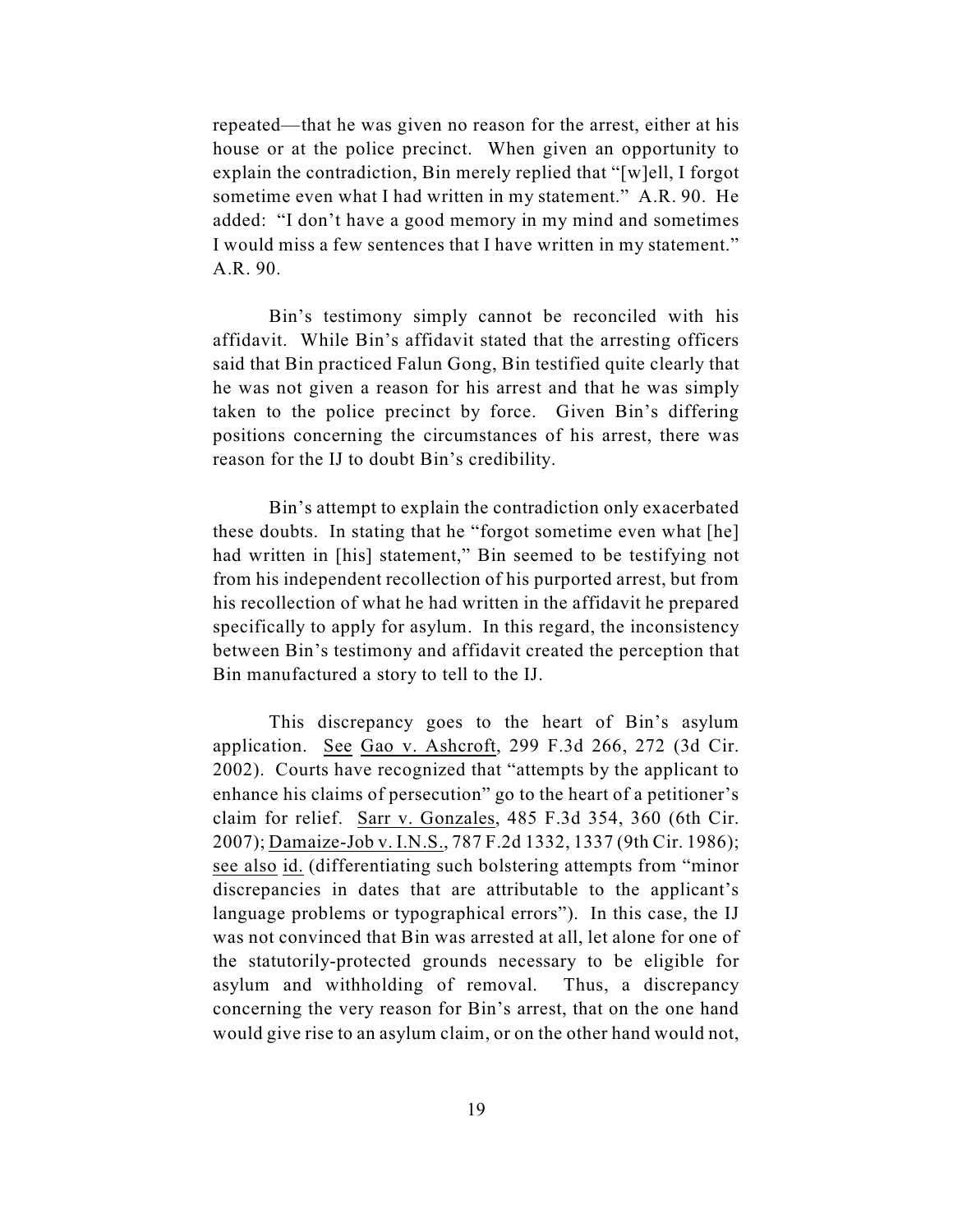repeated—that he was given no reason for the arrest, either at his house or at the police precinct. When given an opportunity to explain the contradiction, Bin merely replied that "[w]ell, I forgot sometime even what I had written in my statement." A.R. 90. He added: "I don't have a good memory in my mind and sometimes I would miss a few sentences that I have written in my statement." A.R. 90.

Bin's testimony simply cannot be reconciled with his affidavit. While Bin's affidavit stated that the arresting officers said that Bin practiced Falun Gong, Bin testified quite clearly that he was not given a reason for his arrest and that he was simply taken to the police precinct by force. Given Bin's differing positions concerning the circumstances of his arrest, there was reason for the IJ to doubt Bin's credibility.

Bin's attempt to explain the contradiction only exacerbated these doubts. In stating that he "forgot sometime even what [he] had written in [his] statement," Bin seemed to be testifying not from his independent recollection of his purported arrest, but from his recollection of what he had written in the affidavit he prepared specifically to apply for asylum. In this regard, the inconsistency between Bin's testimony and affidavit created the perception that Bin manufactured a story to tell to the IJ.

This discrepancy goes to the heart of Bin's asylum application. See Gao v. Ashcroft, 299 F.3d 266, 272 (3d Cir. 2002). Courts have recognized that "attempts by the applicant to enhance his claims of persecution" go to the heart of a petitioner's claim for relief. Sarr v. Gonzales, 485 F.3d 354, 360 (6th Cir. 2007); Damaize-Job v. I.N.S., 787 F.2d 1332, 1337 (9th Cir. 1986); see also id. (differentiating such bolstering attempts from "minor discrepancies in dates that are attributable to the applicant's language problems or typographical errors"). In this case, the IJ was not convinced that Bin was arrested at all, let alone for one of the statutorily-protected grounds necessary to be eligible for asylum and withholding of removal. Thus, a discrepancy concerning the very reason for Bin's arrest, that on the one hand would give rise to an asylum claim, or on the other hand would not,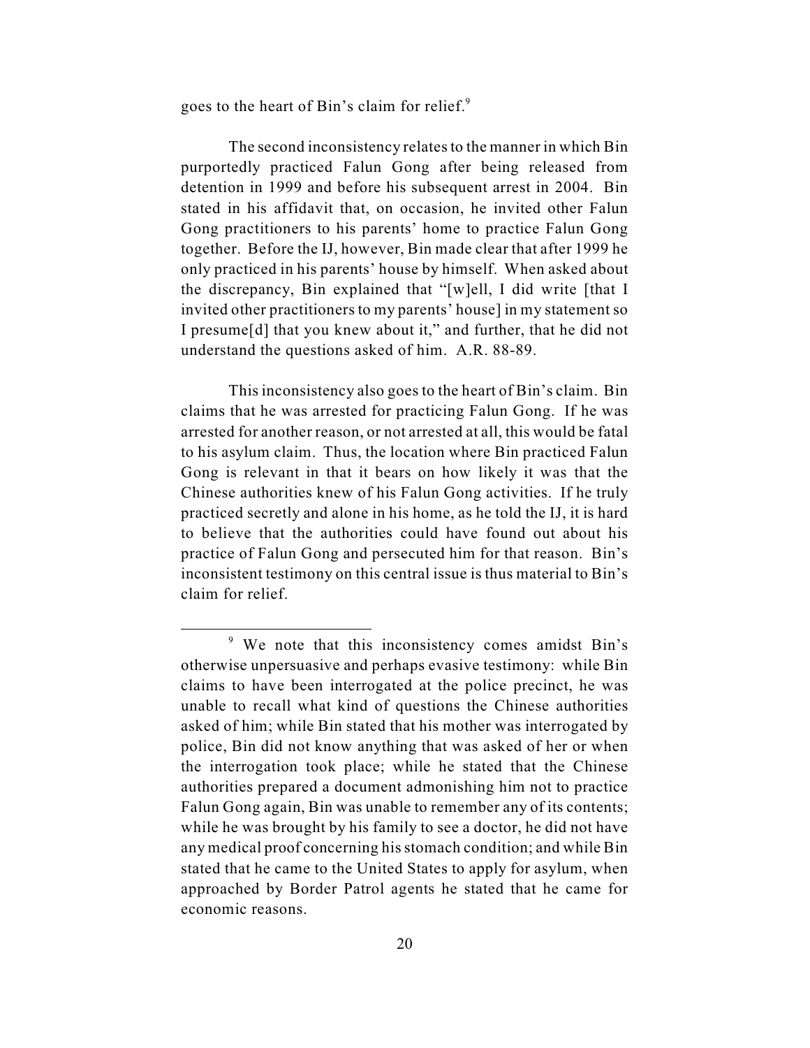goes to the heart of Bin's claim for relief.[9]

The second inconsistency relates to the manner in which Bin purportedly practiced Falun Gong after being released from detention in 1999 and before his subsequent arrest in 2004. Bin stated in his affidavit that, on occasion, he invited other Falun Gong practitioners to his parents' home to practice Falun Gong together. Before the IJ, however, Bin made clear that after 1999 he only practiced in his parents' house by himself. When asked about the discrepancy, Bin explained that "[w]ell, I did write [that I invited other practitioners to my parents' house] in my statement so I presume[d] that you knew about it," and further, that he did not understand the questions asked of him. A.R. 88-89.

This inconsistency also goes to the heart of Bin's claim. Bin claims that he was arrested for practicing Falun Gong. If he was arrested for another reason, or not arrested at all, this would be fatal to his asylum claim. Thus, the location where Bin practiced Falun Gong is relevant in that it bears on how likely it was that the Chinese authorities knew of his Falun Gong activities. If he truly practiced secretly and alone in his home, as he told the IJ, it is hard to believe that the authorities could have found out about his practice of Falun Gong and persecuted him for that reason. Bin's inconsistent testimony on this central issue is thus material to Bin's claim for relief.

---

[9] We note that this inconsistency comes amidst Bin's otherwise unpersuasive and perhaps evasive testimony: while Bin claims to have been interrogated at the police precinct, he was unable to recall what kind of questions the Chinese authorities asked of him; while Bin stated that his mother was interrogated by police, Bin did not know anything that was asked of her or when the interrogation took place; while he stated that the Chinese authorities prepared a document admonishing him not to practice Falun Gong again, Bin was unable to remember any of its contents; while he was brought by his family to see a doctor, he did not have any medical proof concerning his stomach condition; and while Bin stated that he came to the United States to apply for asylum, when approached by Border Patrol agents he stated that he came for economic reasons.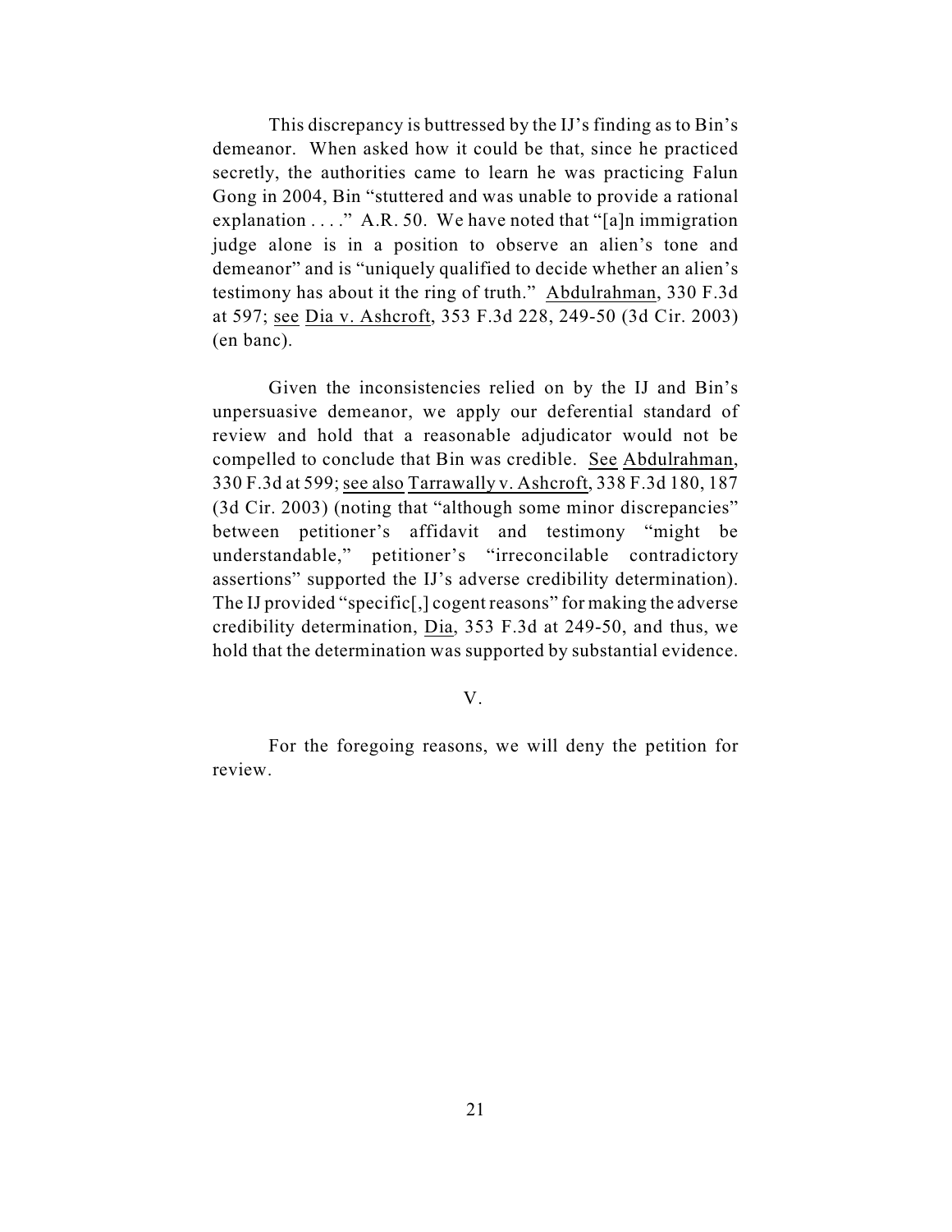This discrepancy is buttressed by the IJ's finding as to Bin's demeanor. When asked how it could be that, since he practiced secretly, the authorities came to learn he was practicing Falun Gong in 2004, Bin "stuttered and was unable to provide a rational explanation . . . ." A.R. 50. We have noted that "[a]n immigration judge alone is in a position to observe an alien's tone and demeanor" and is "uniquely qualified to decide whether an alien's testimony has about it the ring of truth." Abdulrahman, 330 F.3d at 597; see Dia v. Ashcroft, 353 F.3d 228, 249-50 (3d Cir. 2003) (en banc).

Given the inconsistencies relied on by the IJ and Bin's unpersuasive demeanor, we apply our deferential standard of review and hold that a reasonable adjudicator would not be compelled to conclude that Bin was credible. See Abdulrahman, 330 F.3d at 599; see also Tarrawally v. Ashcroft, 338 F.3d 180, 187 (3d Cir. 2003) (noting that "although some minor discrepancies" between petitioner's affidavit and testimony "might be understandable," petitioner's "irreconcilable contradictory assertions" supported the IJ's adverse credibility determination). The IJ provided "specific[,] cogent reasons" for making the adverse credibility determination, Dia, 353 F.3d at 249-50, and thus, we hold that the determination was supported by substantial evidence.

## V.

For the foregoing reasons, we will deny the petition for review.